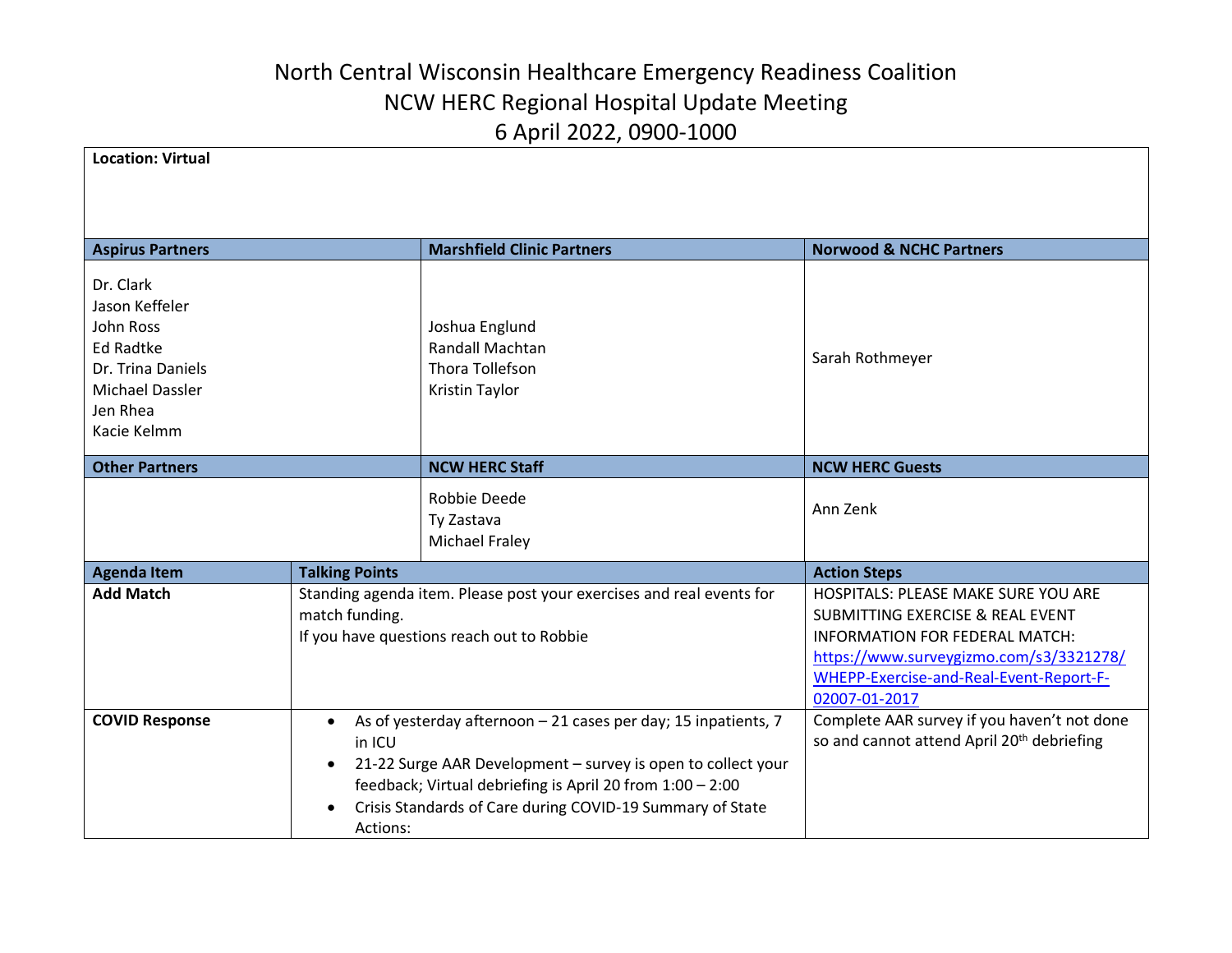# North Central Wisconsin Healthcare Emergency Readiness Coalition

## NCW HERC Regional Hospital Update Meeting

## 6 April 2022, 0900-1000

**Location: Virtual**

| Aspirus Partners | Marshfield Clinic Partners | Norwood & NCHC Partners |
|---|---|---|
| Dr. Clark<br>Jason Keffeler<br>John Ross<br>Ed Radtke<br>Dr. Trina Daniels<br>Michael Dassler<br>Jen Rhea<br>Kacie Kelmm | Joshua Englund<br>Randall Machtan<br>Thora Tollefson<br>Kristin Taylor | Sarah Rothmeyer |

| Other Partners | NCW HERC Staff | NCW HERC Guests |
|---|---|---|
| | Robbie Deede<br>Ty Zastava<br>Michael Fraley | Ann Zenk |

| Agenda Item | Talking Points | Action Steps |
|---|---|---|
| **Add Match** | Standing agenda item. Please post your exercises and real events for match funding.<br>If you have questions reach out to Robbie | HOSPITALS: PLEASE MAKE SURE YOU ARE SUBMITTING EXERCISE & REAL EVENT INFORMATION FOR FEDERAL MATCH: [https://www.surveygizmo.com/s3/3321278/WHEPP-Exercise-and-Real-Event-Report-F-02007-01-2017](https://www.surveygizmo.com/s3/3321278/WHEPP-Exercise-and-Real-Event-Report-F-02007-01-2017) |
| **COVID Response** | • As of yesterday afternoon – 21 cases per day; 15 inpatients, 7 in ICU<br>• 21-22 Surge AAR Development – survey is open to collect your feedback; Virtual debriefing is April 20 from 1:00 – 2:00<br>• Crisis Standards of Care during COVID-19 Summary of State Actions: | Complete AAR survey if you haven't not done so and cannot attend April 20th debriefing |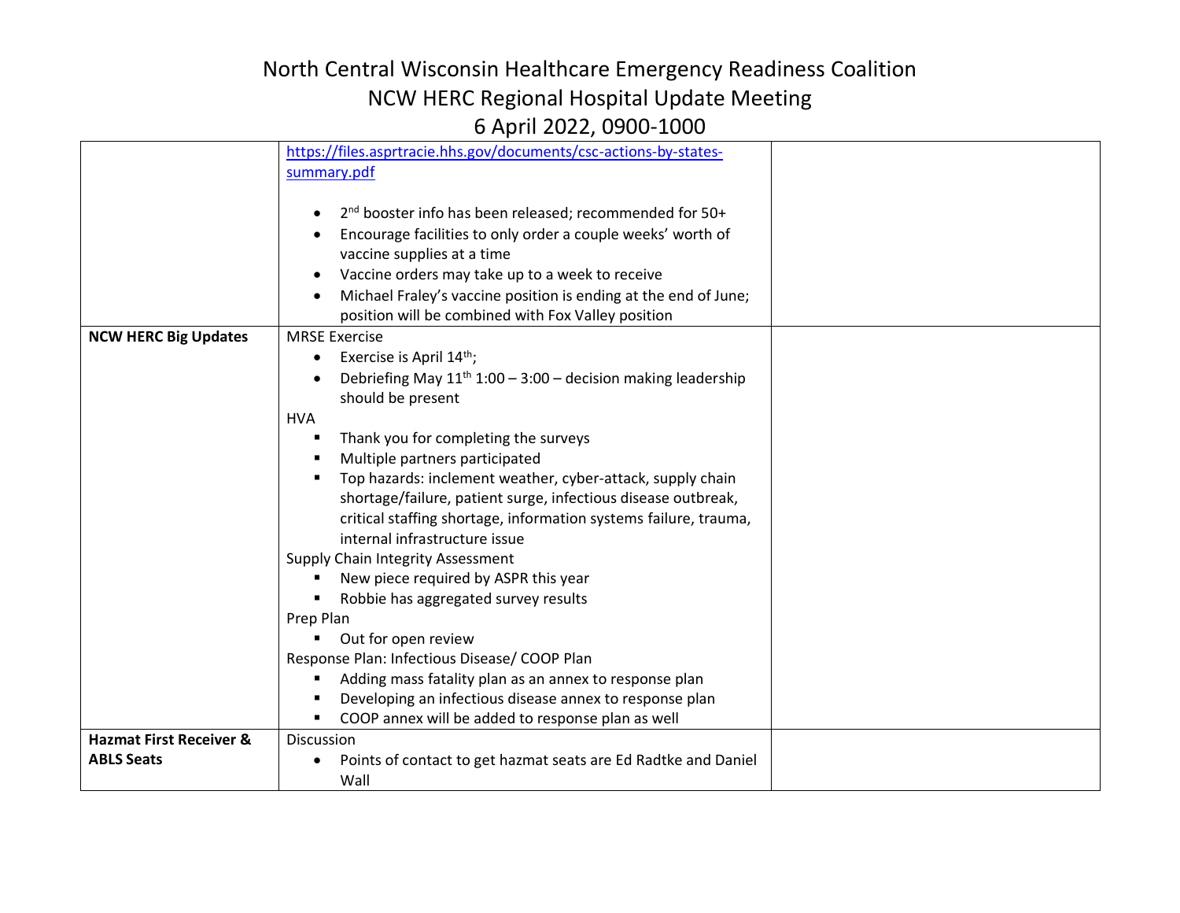# North Central Wisconsin Healthcare Emergency Readiness Coalition
## NCW HERC Regional Hospital Update Meeting
## 6 April 2022, 0900-1000

| | | |
|---|---|---|
| | https://files.asprtracie.hhs.gov/documents/csc-actions-by-states-summary.pdf<br><br>• 2nd booster info has been released; recommended for 50+<br>• Encourage facilities to only order a couple weeks' worth of vaccine supplies at a time<br>• Vaccine orders may take up to a week to receive<br>• Michael Fraley's vaccine position is ending at the end of June; position will be combined with Fox Valley position | |
| **NCW HERC Big Updates** | MRSE Exercise<br>• Exercise is April 14th;<br>• Debriefing May 11th 1:00 – 3:00 – decision making leadership should be present<br>HVA<br>▪ Thank you for completing the surveys<br>▪ Multiple partners participated<br>▪ Top hazards: inclement weather, cyber-attack, supply chain shortage/failure, patient surge, infectious disease outbreak, critical staffing shortage, information systems failure, trauma, internal infrastructure issue<br>Supply Chain Integrity Assessment<br>▪ New piece required by ASPR this year<br>▪ Robbie has aggregated survey results<br>Prep Plan<br>▪ Out for open review<br>Response Plan: Infectious Disease/ COOP Plan<br>▪ Adding mass fatality plan as an annex to response plan<br>▪ Developing an infectious disease annex to response plan<br>▪ COOP annex will be added to response plan as well | |
| **Hazmat First Receiver & ABLS Seats** | Discussion<br>• Points of contact to get hazmat seats are Ed Radtke and Daniel Wall | |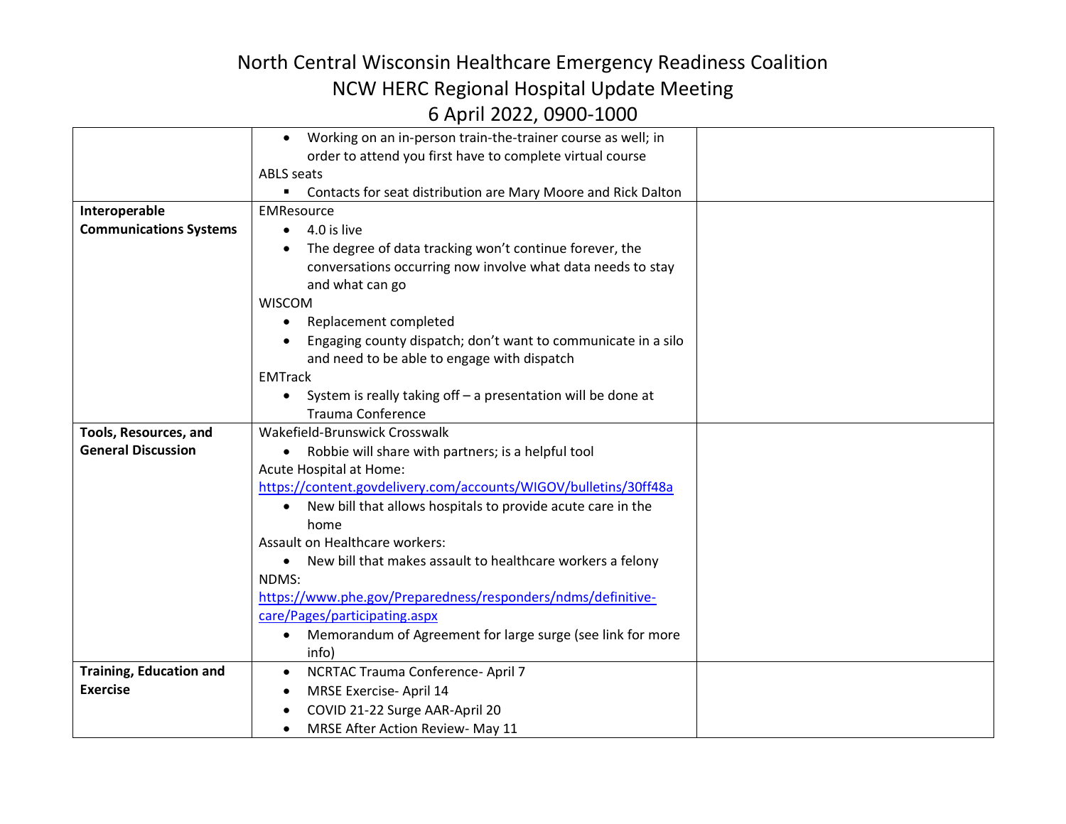# North Central Wisconsin Healthcare Emergency Readiness Coalition
## NCW HERC Regional Hospital Update Meeting
## 6 April 2022, 0900-1000

| | | |
|---|---|---|
| | • Working on an in-person train-the-trainer course as well; in order to attend you first have to complete virtual course<br>ABLS seats<br>▪ Contacts for seat distribution are Mary Moore and Rick Dalton | |
| **Interoperable Communications Systems** | EMResource<br>• 4.0 is live<br>• The degree of data tracking won't continue forever, the conversations occurring now involve what data needs to stay and what can go<br>WISCOM<br>• Replacement completed<br>• Engaging county dispatch; don't want to communicate in a silo and need to be able to engage with dispatch<br>EMTrack<br>• System is really taking off – a presentation will be done at Trauma Conference | |
| **Tools, Resources, and General Discussion** | Wakefield-Brunswick Crosswalk<br>• Robbie will share with partners; is a helpful tool<br>Acute Hospital at Home: [https://content.govdelivery.com/accounts/WIGOV/bulletins/30ff48a](https://content.govdelivery.com/accounts/WIGOV/bulletins/30ff48a)<br>• New bill that allows hospitals to provide acute care in the home<br>Assault on Healthcare workers:<br>• New bill that makes assault to healthcare workers a felony<br>NDMS:<br>[https://www.phe.gov/Preparedness/responders/ndms/definitive-care/Pages/participating.aspx](https://www.phe.gov/Preparedness/responders/ndms/definitive-care/Pages/participating.aspx)<br>• Memorandum of Agreement for large surge (see link for more info) | |
| **Training, Education and Exercise** | • NCRTAC Trauma Conference- April 7<br>• MRSE Exercise- April 14<br>• COVID 21-22 Surge AAR-April 20<br>• MRSE After Action Review- May 11 | |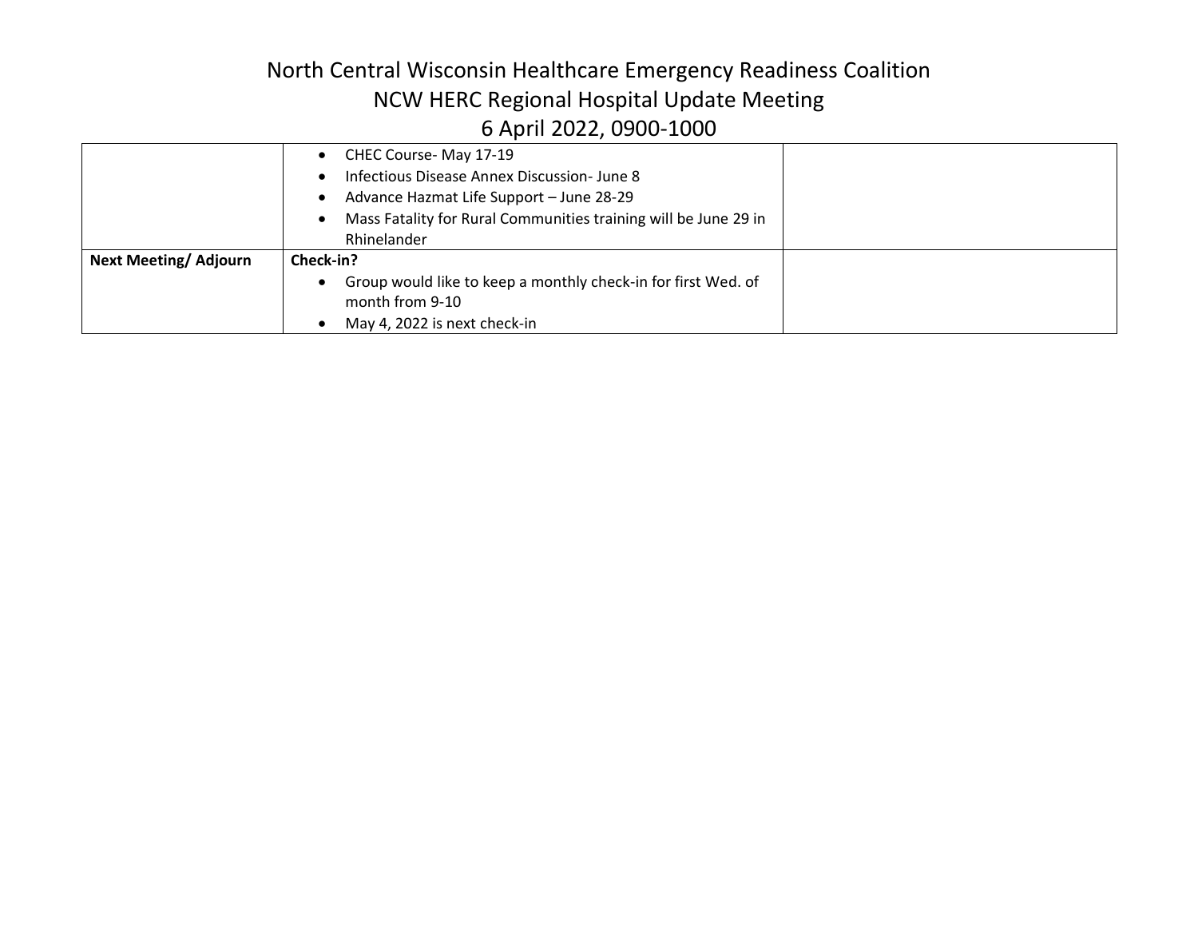# North Central Wisconsin Healthcare Emergency Readiness Coalition

## NCW HERC Regional Hospital Update Meeting

## 6 April 2022, 0900-1000

| | | |
|---|---|---|
| | • CHEC Course- May 17-19<br>• Infectious Disease Annex Discussion- June 8<br>• Advance Hazmat Life Support – June 28-29<br>• Mass Fatality for Rural Communities training will be June 29 in Rhinelander | |
| **Next Meeting/ Adjourn** | **Check-in?**<br>• Group would like to keep a monthly check-in for first Wed. of month from 9-10<br>• May 4, 2022 is next check-in | |